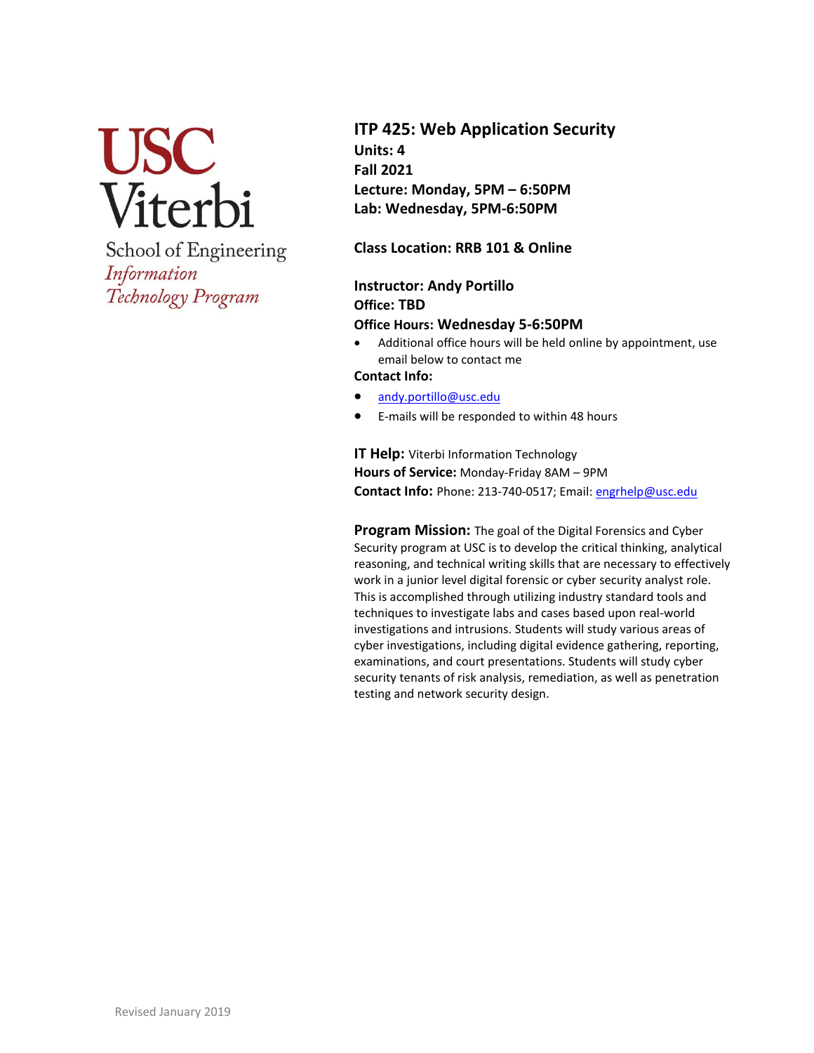USC Viterbi
School of Engineering
*Information Technology Program*

# ITP 425: Web Application Security

**Units: 4**
**Fall 2021**
**Lecture: Monday, 5PM – 6:50PM**
**Lab: Wednesday, 5PM-6:50PM**

**Class Location: RRB 101 & Online**

**Instructor: Andy Portillo**
**Office: TBD**
**Office Hours: Wednesday 5-6:50PM**

- Additional office hours will be held online by appointment, use email below to contact me

**Contact Info:**

- andy.portillo@usc.edu
- E-mails will be responded to within 48 hours

**IT Help:** Viterbi Information Technology
**Hours of Service:** Monday-Friday 8AM – 9PM
**Contact Info:** Phone: 213-740-0517; Email: engrhelp@usc.edu

**Program Mission:** The goal of the Digital Forensics and Cyber Security program at USC is to develop the critical thinking, analytical reasoning, and technical writing skills that are necessary to effectively work in a junior level digital forensic or cyber security analyst role. This is accomplished through utilizing industry standard tools and techniques to investigate labs and cases based upon real-world investigations and intrusions. Students will study various areas of cyber investigations, including digital evidence gathering, reporting, examinations, and court presentations. Students will study cyber security tenants of risk analysis, remediation, as well as penetration testing and network security design.

Revised January 2019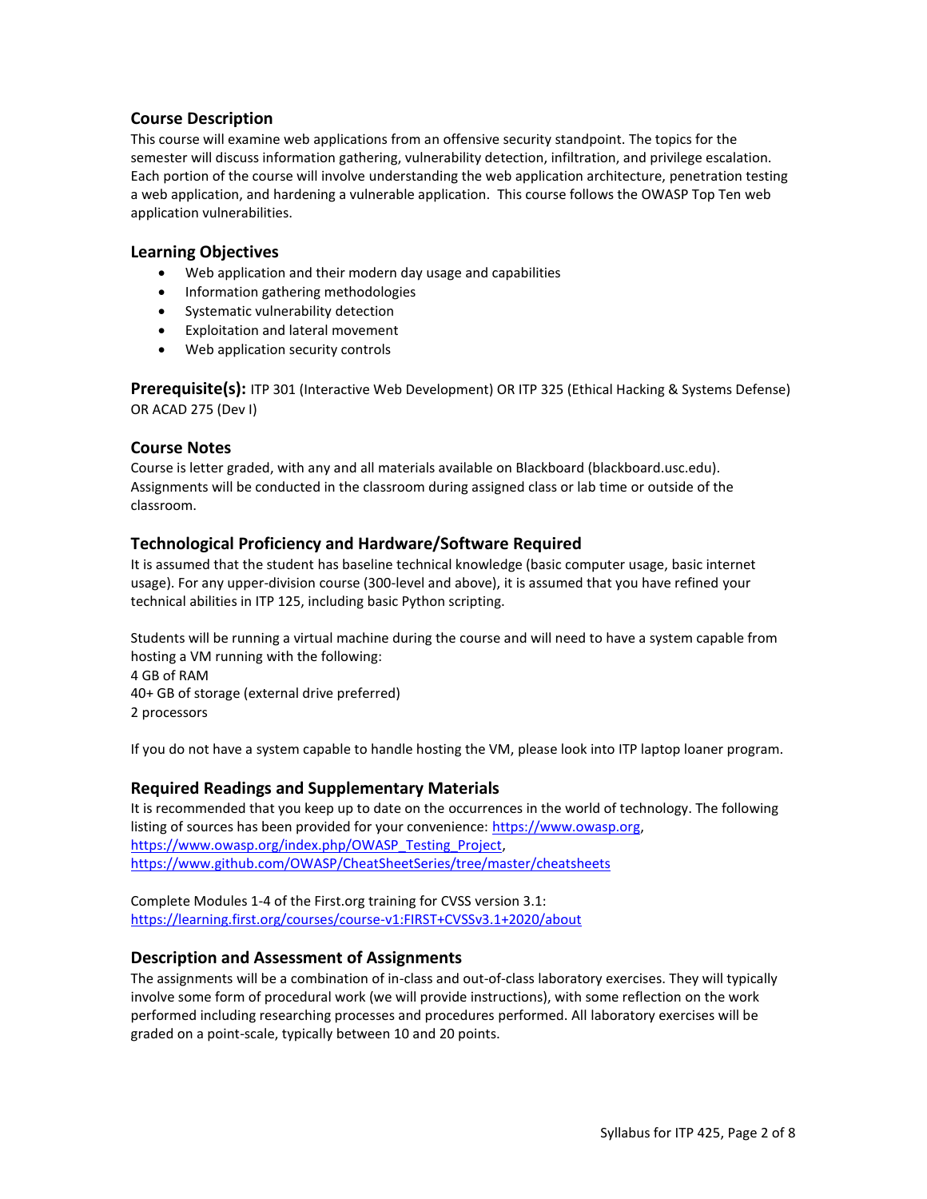## Course Description

This course will examine web applications from an offensive security standpoint. The topics for the semester will discuss information gathering, vulnerability detection, infiltration, and privilege escalation. Each portion of the course will involve understanding the web application architecture, penetration testing a web application, and hardening a vulnerable application. This course follows the OWASP Top Ten web application vulnerabilities.

## Learning Objectives

- Web application and their modern day usage and capabilities
- Information gathering methodologies
- Systematic vulnerability detection
- Exploitation and lateral movement
- Web application security controls

**Prerequisite(s):** ITP 301 (Interactive Web Development) OR ITP 325 (Ethical Hacking & Systems Defense) OR ACAD 275 (Dev I)

## Course Notes

Course is letter graded, with any and all materials available on Blackboard (blackboard.usc.edu). Assignments will be conducted in the classroom during assigned class or lab time or outside of the classroom.

## Technological Proficiency and Hardware/Software Required

It is assumed that the student has baseline technical knowledge (basic computer usage, basic internet usage). For any upper-division course (300-level and above), it is assumed that you have refined your technical abilities in ITP 125, including basic Python scripting.

Students will be running a virtual machine during the course and will need to have a system capable from hosting a VM running with the following:
4 GB of RAM
40+ GB of storage (external drive preferred)
2 processors

If you do not have a system capable to handle hosting the VM, please look into ITP laptop loaner program.

## Required Readings and Supplementary Materials

It is recommended that you keep up to date on the occurrences in the world of technology. The following listing of sources has been provided for your convenience: https://www.owasp.org, https://www.owasp.org/index.php/OWASP_Testing_Project, https://www.github.com/OWASP/CheatSheetSeries/tree/master/cheatsheets

Complete Modules 1-4 of the First.org training for CVSS version 3.1: https://learning.first.org/courses/course-v1:FIRST+CVSSv3.1+2020/about

## Description and Assessment of Assignments

The assignments will be a combination of in-class and out-of-class laboratory exercises. They will typically involve some form of procedural work (we will provide instructions), with some reflection on the work performed including researching processes and procedures performed. All laboratory exercises will be graded on a point-scale, typically between 10 and 20 points.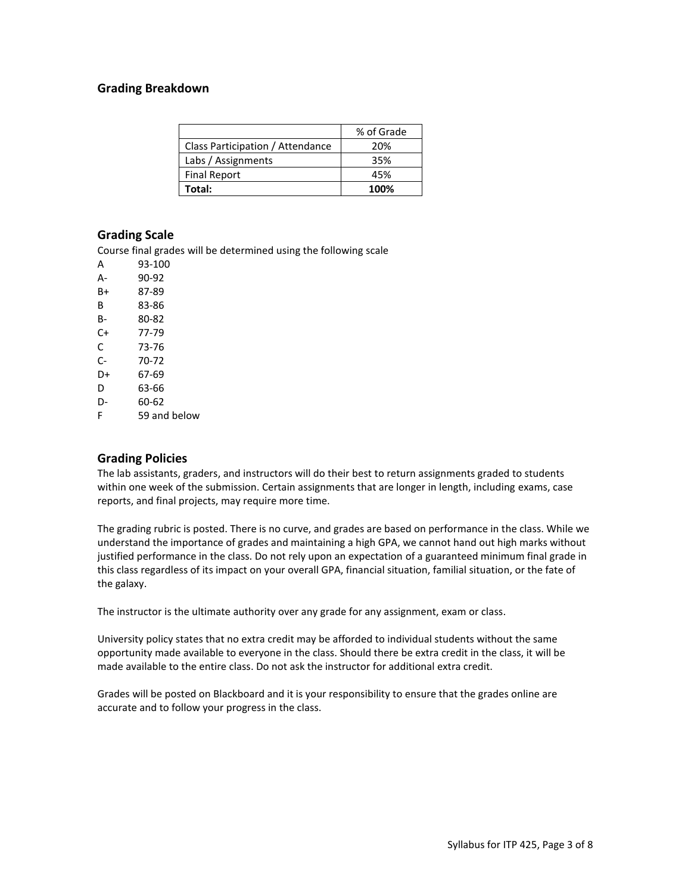## Grading Breakdown

| | % of Grade |
|---|---|
| Class Participation / Attendance | 20% |
| Labs / Assignments | 35% |
| Final Report | 45% |
| **Total:** | **100%** |

## Grading Scale

Course final grades will be determined using the following scale

| | |
|---|---|
| A | 93-100 |
| A- | 90-92 |
| B+ | 87-89 |
| B | 83-86 |
| B- | 80-82 |
| C+ | 77-79 |
| C | 73-76 |
| C- | 70-72 |
| D+ | 67-69 |
| D | 63-66 |
| D- | 60-62 |
| F | 59 and below |

## Grading Policies

The lab assistants, graders, and instructors will do their best to return assignments graded to students within one week of the submission. Certain assignments that are longer in length, including exams, case reports, and final projects, may require more time.

The grading rubric is posted. There is no curve, and grades are based on performance in the class. While we understand the importance of grades and maintaining a high GPA, we cannot hand out high marks without justified performance in the class. Do not rely upon an expectation of a guaranteed minimum final grade in this class regardless of its impact on your overall GPA, financial situation, familial situation, or the fate of the galaxy.

The instructor is the ultimate authority over any grade for any assignment, exam or class.

University policy states that no extra credit may be afforded to individual students without the same opportunity made available to everyone in the class. Should there be extra credit in the class, it will be made available to the entire class. Do not ask the instructor for additional extra credit.

Grades will be posted on Blackboard and it is your responsibility to ensure that the grades online are accurate and to follow your progress in the class.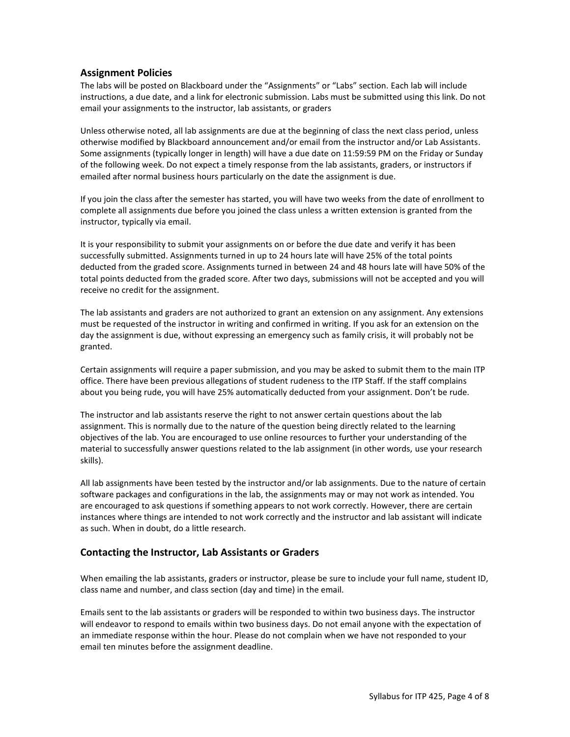## Assignment Policies

The labs will be posted on Blackboard under the "Assignments" or "Labs" section. Each lab will include instructions, a due date, and a link for electronic submission. Labs must be submitted using this link. Do not email your assignments to the instructor, lab assistants, or graders

Unless otherwise noted, all lab assignments are due at the beginning of class the next class period, unless otherwise modified by Blackboard announcement and/or email from the instructor and/or Lab Assistants. Some assignments (typically longer in length) will have a due date on 11:59:59 PM on the Friday or Sunday of the following week. Do not expect a timely response from the lab assistants, graders, or instructors if emailed after normal business hours particularly on the date the assignment is due.

If you join the class after the semester has started, you will have two weeks from the date of enrollment to complete all assignments due before you joined the class unless a written extension is granted from the instructor, typically via email.

It is your responsibility to submit your assignments on or before the due date and verify it has been successfully submitted. Assignments turned in up to 24 hours late will have 25% of the total points deducted from the graded score. Assignments turned in between 24 and 48 hours late will have 50% of the total points deducted from the graded score. After two days, submissions will not be accepted and you will receive no credit for the assignment.

The lab assistants and graders are not authorized to grant an extension on any assignment. Any extensions must be requested of the instructor in writing and confirmed in writing. If you ask for an extension on the day the assignment is due, without expressing an emergency such as family crisis, it will probably not be granted.

Certain assignments will require a paper submission, and you may be asked to submit them to the main ITP office. There have been previous allegations of student rudeness to the ITP Staff. If the staff complains about you being rude, you will have 25% automatically deducted from your assignment. Don't be rude.

The instructor and lab assistants reserve the right to not answer certain questions about the lab assignment. This is normally due to the nature of the question being directly related to the learning objectives of the lab. You are encouraged to use online resources to further your understanding of the material to successfully answer questions related to the lab assignment (in other words, use your research skills).

All lab assignments have been tested by the instructor and/or lab assignments. Due to the nature of certain software packages and configurations in the lab, the assignments may or may not work as intended. You are encouraged to ask questions if something appears to not work correctly. However, there are certain instances where things are intended to not work correctly and the instructor and lab assistant will indicate as such. When in doubt, do a little research.

## Contacting the Instructor, Lab Assistants or Graders

When emailing the lab assistants, graders or instructor, please be sure to include your full name, student ID, class name and number, and class section (day and time) in the email.

Emails sent to the lab assistants or graders will be responded to within two business days. The instructor will endeavor to respond to emails within two business days. Do not email anyone with the expectation of an immediate response within the hour. Please do not complain when we have not responded to your email ten minutes before the assignment deadline.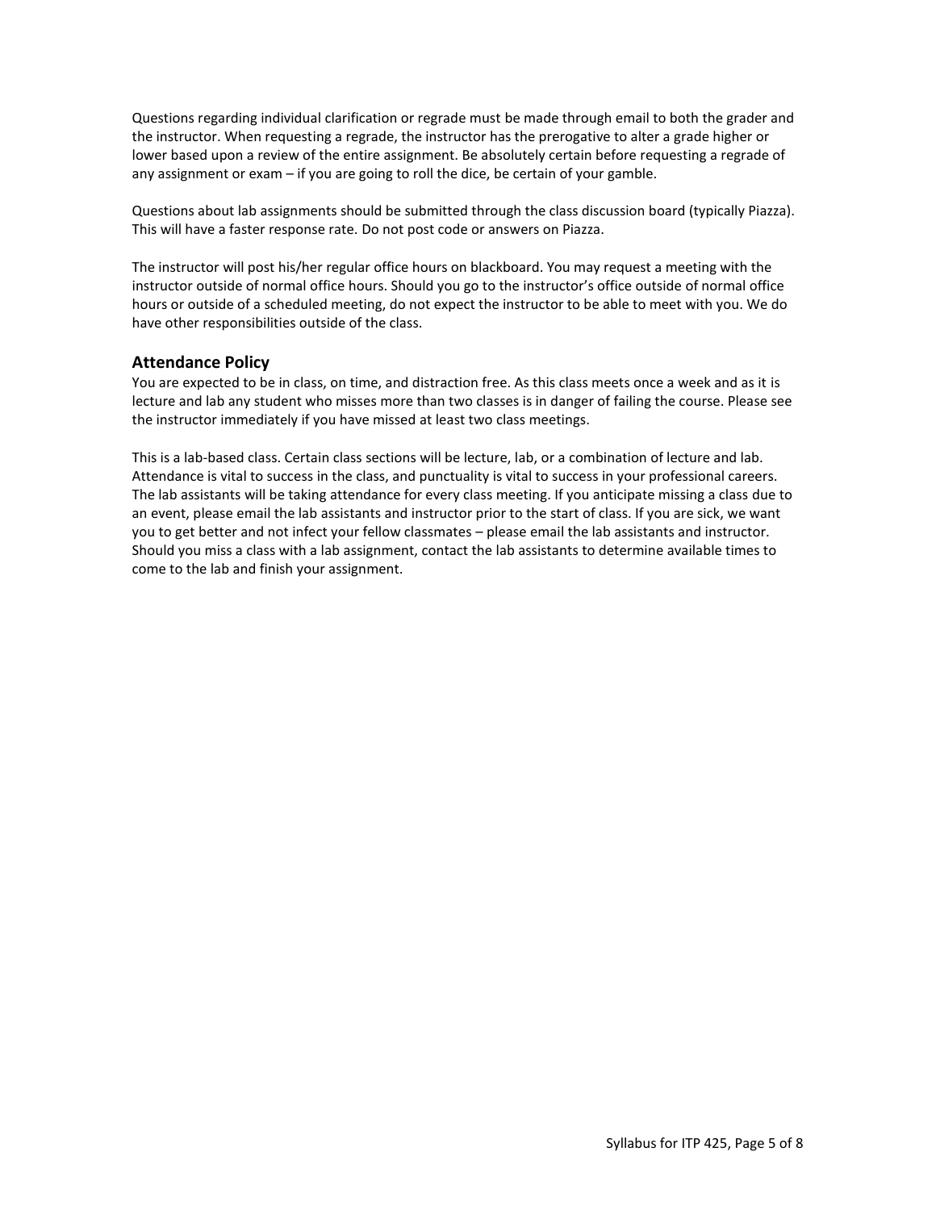Questions regarding individual clarification or regrade must be made through email to both the grader and the instructor. When requesting a regrade, the instructor has the prerogative to alter a grade higher or lower based upon a review of the entire assignment. Be absolutely certain before requesting a regrade of any assignment or exam – if you are going to roll the dice, be certain of your gamble.

Questions about lab assignments should be submitted through the class discussion board (typically Piazza). This will have a faster response rate. Do not post code or answers on Piazza.

The instructor will post his/her regular office hours on blackboard. You may request a meeting with the instructor outside of normal office hours. Should you go to the instructor's office outside of normal office hours or outside of a scheduled meeting, do not expect the instructor to be able to meet with you. We do have other responsibilities outside of the class.

## Attendance Policy

You are expected to be in class, on time, and distraction free. As this class meets once a week and as it is lecture and lab any student who misses more than two classes is in danger of failing the course. Please see the instructor immediately if you have missed at least two class meetings.

This is a lab-based class. Certain class sections will be lecture, lab, or a combination of lecture and lab. Attendance is vital to success in the class, and punctuality is vital to success in your professional careers. The lab assistants will be taking attendance for every class meeting. If you anticipate missing a class due to an event, please email the lab assistants and instructor prior to the start of class. If you are sick, we want you to get better and not infect your fellow classmates – please email the lab assistants and instructor. Should you miss a class with a lab assignment, contact the lab assistants to determine available times to come to the lab and finish your assignment.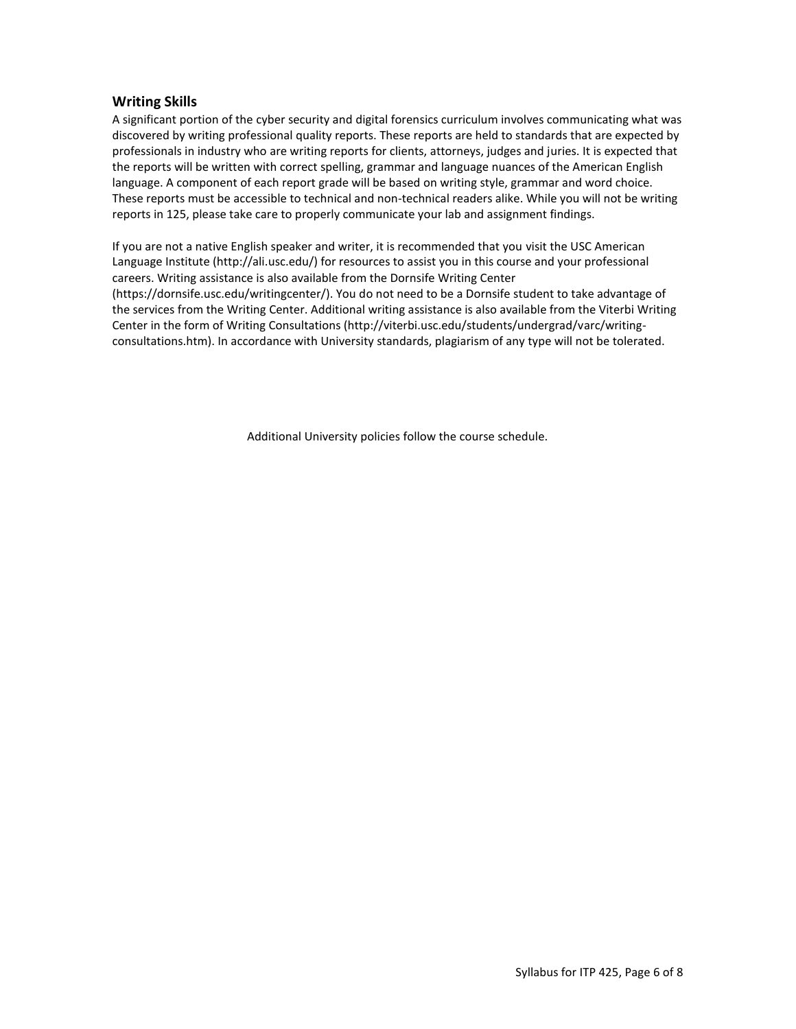## Writing Skills

A significant portion of the cyber security and digital forensics curriculum involves communicating what was discovered by writing professional quality reports. These reports are held to standards that are expected by professionals in industry who are writing reports for clients, attorneys, judges and juries. It is expected that the reports will be written with correct spelling, grammar and language nuances of the American English language. A component of each report grade will be based on writing style, grammar and word choice. These reports must be accessible to technical and non-technical readers alike. While you will not be writing reports in 125, please take care to properly communicate your lab and assignment findings.

If you are not a native English speaker and writer, it is recommended that you visit the USC American Language Institute (http://ali.usc.edu/) for resources to assist you in this course and your professional careers. Writing assistance is also available from the Dornsife Writing Center (https://dornsife.usc.edu/writingcenter/). You do not need to be a Dornsife student to take advantage of the services from the Writing Center. Additional writing assistance is also available from the Viterbi Writing Center in the form of Writing Consultations (http://viterbi.usc.edu/students/undergrad/varc/writing-consultations.htm). In accordance with University standards, plagiarism of any type will not be tolerated.

Additional University policies follow the course schedule.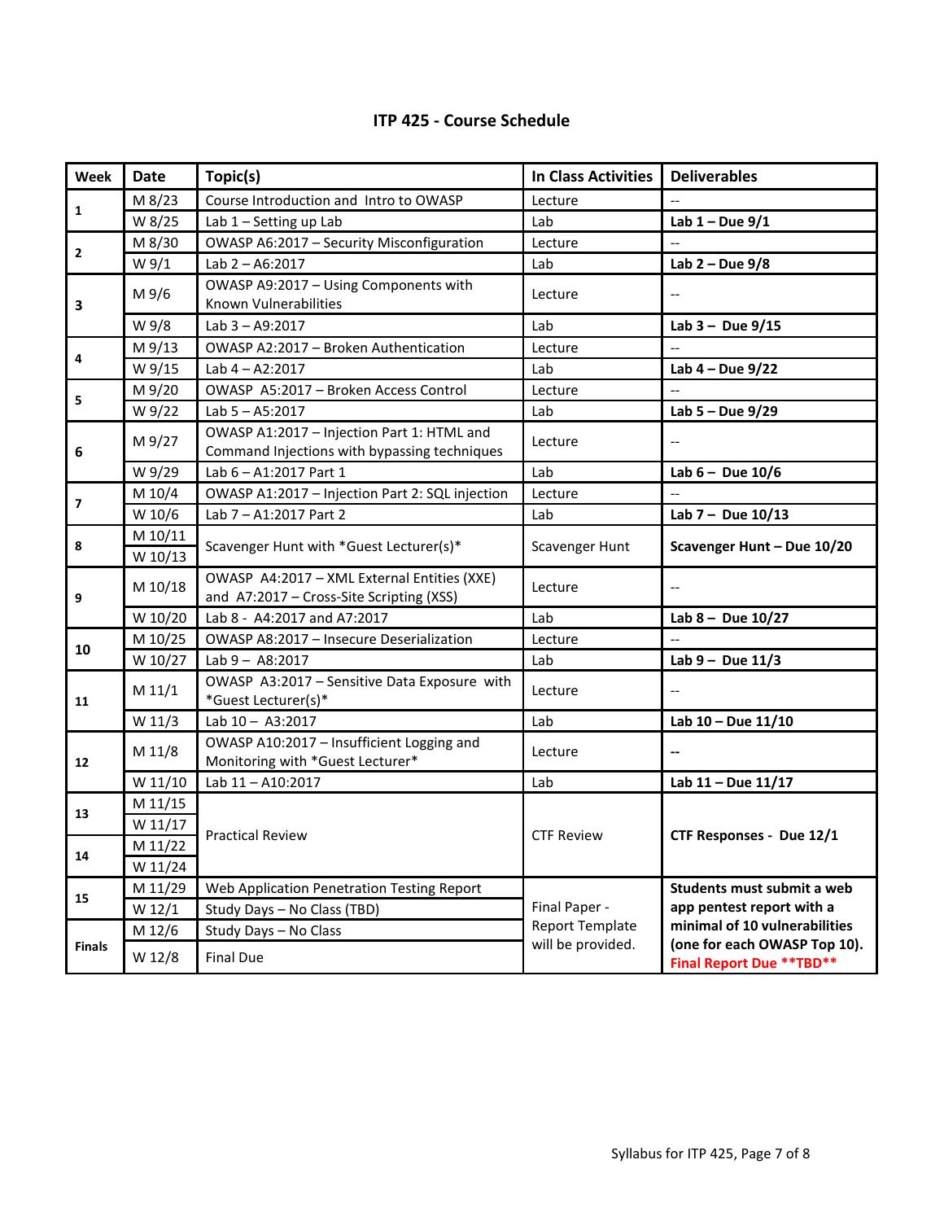# ITP 425 - Course Schedule

| Week | Date | Topic(s) | In Class Activities | Deliverables |
|---|---|---|---|---|
| 1 | M 8/23 | Course Introduction and Intro to OWASP | Lecture | -- |
| | W 8/25 | Lab 1 – Setting up Lab | Lab | **Lab 1 – Due 9/1** |
| 2 | M 8/30 | OWASP A6:2017 – Security Misconfiguration | Lecture | -- |
| | W 9/1 | Lab 2 – A6:2017 | Lab | **Lab 2 – Due 9/8** |
| 3 | M 9/6 | OWASP A9:2017 – Using Components with Known Vulnerabilities | Lecture | -- |
| | W 9/8 | Lab 3 – A9:2017 | Lab | **Lab 3 – Due 9/15** |
| 4 | M 9/13 | OWASP A2:2017 – Broken Authentication | Lecture | -- |
| | W 9/15 | Lab 4 – A2:2017 | Lab | **Lab 4 – Due 9/22** |
| 5 | M 9/20 | OWASP A5:2017 – Broken Access Control | Lecture | -- |
| | W 9/22 | Lab 5 – A5:2017 | Lab | **Lab 5 – Due 9/29** |
| 6 | M 9/27 | OWASP A1:2017 – Injection Part 1: HTML and Command Injections with bypassing techniques | Lecture | -- |
| | W 9/29 | Lab 6 – A1:2017 Part 1 | Lab | **Lab 6 – Due 10/6** |
| 7 | M 10/4 | OWASP A1:2017 – Injection Part 2: SQL injection | Lecture | -- |
| | W 10/6 | Lab 7 – A1:2017 Part 2 | Lab | **Lab 7 – Due 10/13** |
| 8 | M 10/11<br>W 10/13 | Scavenger Hunt with *Guest Lecturer(s)* | Scavenger Hunt | **Scavenger Hunt – Due 10/20** |
| 9 | M 10/18 | OWASP A4:2017 – XML External Entities (XXE) and A7:2017 – Cross-Site Scripting (XSS) | Lecture | -- |
| | W 10/20 | Lab 8 - A4:2017 and A7:2017 | Lab | **Lab 8 – Due 10/27** |
| 10 | M 10/25 | OWASP A8:2017 – Insecure Deserialization | Lecture | -- |
| | W 10/27 | Lab 9 – A8:2017 | Lab | **Lab 9 – Due 11/3** |
| 11 | M 11/1 | OWASP A3:2017 – Sensitive Data Exposure with *Guest Lecturer(s)* | Lecture | -- |
| | W 11/3 | Lab 10 – A3:2017 | Lab | **Lab 10 – Due 11/10** |
| 12 | M 11/8 | OWASP A10:2017 – Insufficient Logging and Monitoring with *Guest Lecturer* | Lecture | **--** |
| | W 11/10 | Lab 11 – A10:2017 | Lab | **Lab 11 – Due 11/17** |
| 13 | M 11/15<br>W 11/17 | Practical Review | CTF Review | **CTF Responses - Due 12/1** |
| 14 | M 11/22<br>W 11/24 | | | |
| 15 | M 11/29 | Web Application Penetration Testing Report | Final Paper - Report Template will be provided. | **Students must submit a web app pentest report with a minimal of 10 vulnerabilities (one for each OWASP Top 10).** **Final Report Due \*\*TBD\*\*** |
| | W 12/1 | Study Days – No Class (TBD) | | |
| Finals | M 12/6 | Study Days – No Class | | |
| | W 12/8 | Final Due | | |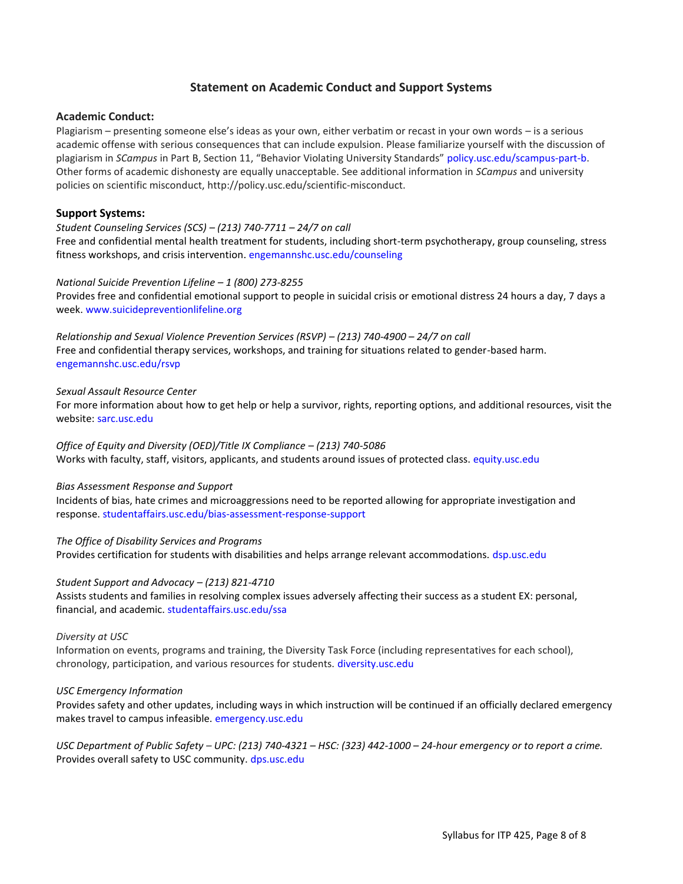## Statement on Academic Conduct and Support Systems

### Academic Conduct:

Plagiarism – presenting someone else's ideas as your own, either verbatim or recast in your own words – is a serious academic offense with serious consequences that can include expulsion. Please familiarize yourself with the discussion of plagiarism in *SCampus* in Part B, Section 11, "Behavior Violating University Standards" policy.usc.edu/scampus-part-b. Other forms of academic dishonesty are equally unacceptable. See additional information in *SCampus* and university policies on scientific misconduct, http://policy.usc.edu/scientific-misconduct.

### Support Systems:

*Student Counseling Services (SCS) – (213) 740-7711 – 24/7 on call*
Free and confidential mental health treatment for students, including short-term psychotherapy, group counseling, stress fitness workshops, and crisis intervention. engemannshc.usc.edu/counseling

*National Suicide Prevention Lifeline – 1 (800) 273-8255*
Provides free and confidential emotional support to people in suicidal crisis or emotional distress 24 hours a day, 7 days a week. www.suicidepreventionlifeline.org

*Relationship and Sexual Violence Prevention Services (RSVP) – (213) 740-4900 – 24/7 on call*
Free and confidential therapy services, workshops, and training for situations related to gender-based harm. engemannshc.usc.edu/rsvp

*Sexual Assault Resource Center*
For more information about how to get help or help a survivor, rights, reporting options, and additional resources, visit the website: sarc.usc.edu

*Office of Equity and Diversity (OED)/Title IX Compliance – (213) 740-5086*
Works with faculty, staff, visitors, applicants, and students around issues of protected class. equity.usc.edu

*Bias Assessment Response and Support*
Incidents of bias, hate crimes and microaggressions need to be reported allowing for appropriate investigation and response. studentaffairs.usc.edu/bias-assessment-response-support

*The Office of Disability Services and Programs*
Provides certification for students with disabilities and helps arrange relevant accommodations. dsp.usc.edu

*Student Support and Advocacy – (213) 821-4710*
Assists students and families in resolving complex issues adversely affecting their success as a student EX: personal, financial, and academic. studentaffairs.usc.edu/ssa

*Diversity at USC*
Information on events, programs and training, the Diversity Task Force (including representatives for each school), chronology, participation, and various resources for students. diversity.usc.edu

*USC Emergency Information*
Provides safety and other updates, including ways in which instruction will be continued if an officially declared emergency makes travel to campus infeasible. emergency.usc.edu

*USC Department of Public Safety – UPC: (213) 740-4321 – HSC: (323) 442-1000 – 24-hour emergency or to report a crime.*
Provides overall safety to USC community. dps.usc.edu